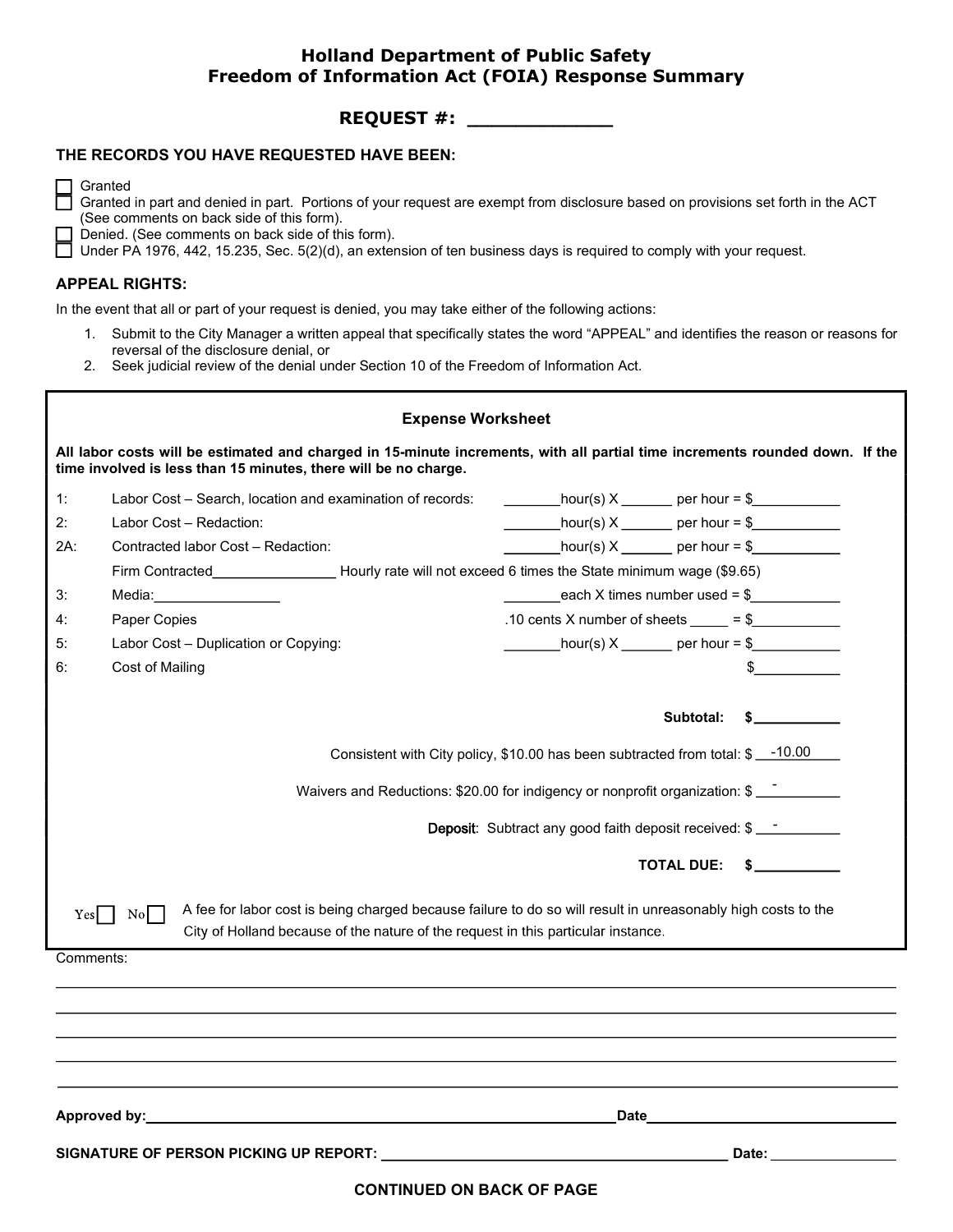# Holland Department of Public Safety
# Freedom of Information Act (FOIA) Response Summary

## REQUEST #: ____________

### THE RECORDS YOU HAVE REQUESTED HAVE BEEN:

- ☐ Granted
- ☐ Granted in part and denied in part. Portions of your request are exempt from disclosure based on provisions set forth in the ACT (See comments on back side of this form).
- ☐ Denied. (See comments on back side of this form).
- ☐ Under PA 1976, 442, 15.235, Sec. 5(2)(d), an extension of ten business days is required to comply with your request.

### APPEAL RIGHTS:

In the event that all or part of your request is denied, you may take either of the following actions:

1. Submit to the City Manager a written appeal that specifically states the word "APPEAL" and identifies the reason or reasons for reversal of the disclosure denial, or
2. Seek judicial review of the denial under Section 10 of the Freedom of Information Act.

---

**Expense Worksheet**

**All labor costs will be estimated and charged in 15-minute increments, with all partial time increments rounded down. If the time involved is less than 15 minutes, there will be no charge.**

| | | |
|---|---|---|
| 1: | Labor Cost – Search, location and examination of records: | _______hour(s) X ______ per hour = $__________ |
| 2: | Labor Cost – Redaction: | _______hour(s) X ______ per hour = $__________ |
| 2A: | Contracted labor Cost – Redaction: | _______hour(s) X ______ per hour = $__________ |
| | Firm Contracted_______________ Hourly rate will not exceed 6 times the State minimum wage ($9.65) | |
| 3: | Media:_______________ | _______each X times number used = $__________ |
| 4: | Paper Copies | .10 cents X number of sheets _____ = $__________ |
| 5: | Labor Cost – Duplication or Copying: | _______hour(s) X ______ per hour = $__________ |
| 6: | Cost of Mailing | $__________ |

**Subtotal: $__________**

Consistent with City policy, $10.00 has been subtracted from total: $ -10.00

Waivers and Reductions: $20.00 for indigency or nonprofit organization: $ -

**Deposit**: Subtract any good faith deposit received: $ -

**TOTAL DUE: $__________**

Yes ☐ No ☐ A fee for labor cost is being charged because failure to do so will result in unreasonably high costs to the City of Holland because of the nature of the request in this particular instance.

---

Comments:

______________________________________________________________________

______________________________________________________________________

______________________________________________________________________

______________________________________________________________________

______________________________________________________________________

**Approved by:**______________________________________________ **Date**______________________

**SIGNATURE OF PERSON PICKING UP REPORT:** ______________________________ **Date:** ______________

**CONTINUED ON BACK OF PAGE**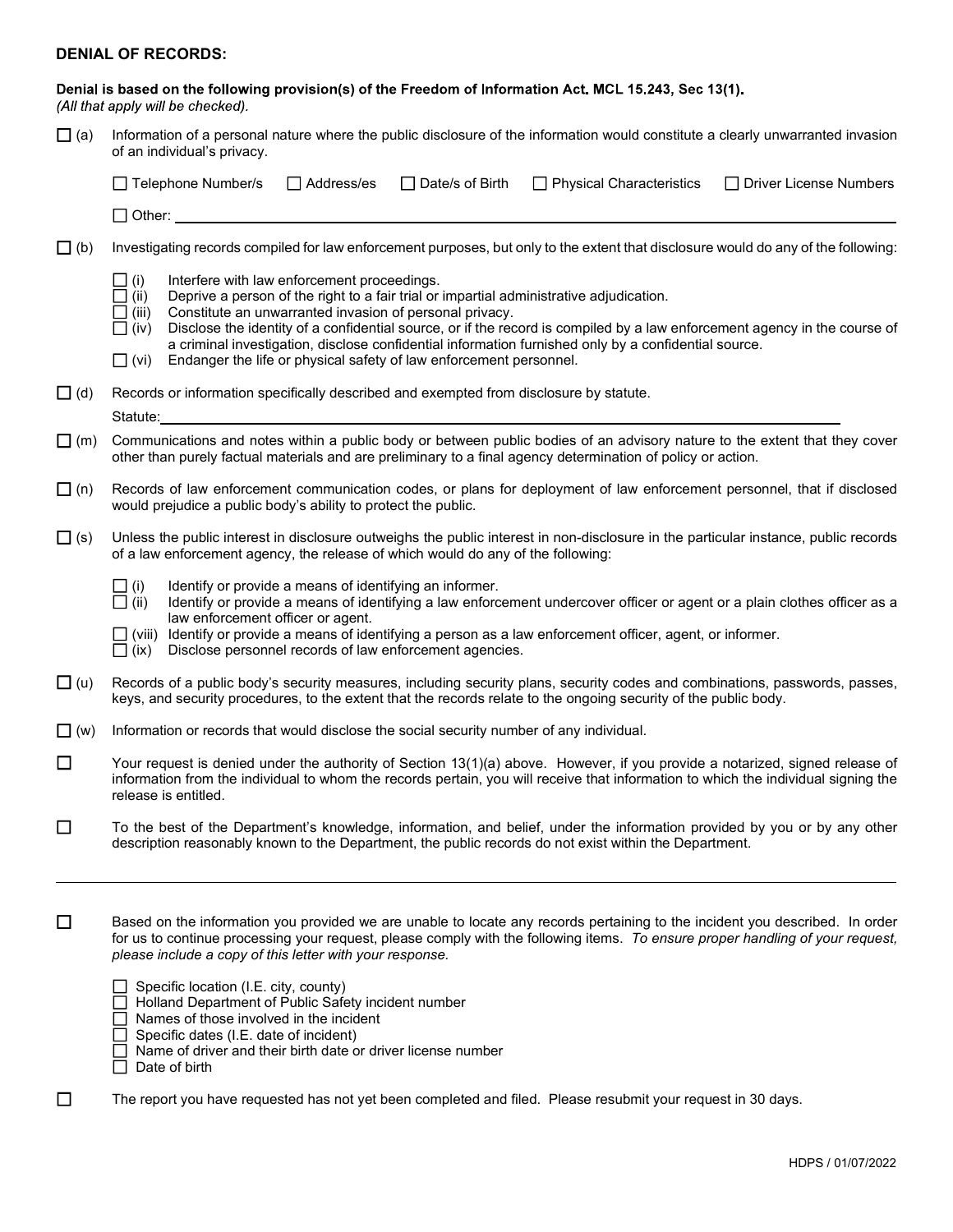## DENIAL OF RECORDS:

**Denial is based on the following provision(s) of the Freedom of Information Act. MCL 15.243, Sec 13(1).**
*(All that apply will be checked).*

☐ (a) Information of a personal nature where the public disclosure of the information would constitute a clearly unwarranted invasion of an individual's privacy.

☐ Telephone Number/s ☐ Address/es ☐ Date/s of Birth ☐ Physical Characteristics ☐ Driver License Numbers

☐ Other: \_\_\_\_\_\_\_\_\_\_\_\_\_\_\_\_\_\_\_\_\_\_\_\_\_\_\_\_\_\_\_\_\_\_\_\_\_\_\_\_

☐ (b) Investigating records compiled for law enforcement purposes, but only to the extent that disclosure would do any of the following:

- ☐ (i) Interfere with law enforcement proceedings.
- ☐ (ii) Deprive a person of the right to a fair trial or impartial administrative adjudication.
- ☐ (iii) Constitute an unwarranted invasion of personal privacy.
- ☐ (iv) Disclose the identity of a confidential source, or if the record is compiled by a law enforcement agency in the course of a criminal investigation, disclose confidential information furnished only by a confidential source.
- ☐ (vi) Endanger the life or physical safety of law enforcement personnel.

☐ (d) Records or information specifically described and exempted from disclosure by statute.

Statute: \_\_\_\_\_\_\_\_\_\_\_\_\_\_\_\_\_\_\_\_\_\_\_\_\_\_\_\_\_\_\_\_\_\_\_\_\_\_\_\_

☐ (m) Communications and notes within a public body or between public bodies of an advisory nature to the extent that they cover other than purely factual materials and are preliminary to a final agency determination of policy or action.

☐ (n) Records of law enforcement communication codes, or plans for deployment of law enforcement personnel, that if disclosed would prejudice a public body's ability to protect the public.

☐ (s) Unless the public interest in disclosure outweighs the public interest in non-disclosure in the particular instance, public records of a law enforcement agency, the release of which would do any of the following:

- ☐ (i) Identify or provide a means of identifying an informer.
- ☐ (ii) Identify or provide a means of identifying a law enforcement undercover officer or agent or a plain clothes officer as a law enforcement officer or agent.
- ☐ (viii) Identify or provide a means of identifying a person as a law enforcement officer, agent, or informer.
- ☐ (ix) Disclose personnel records of law enforcement agencies.

☐ (u) Records of a public body's security measures, including security plans, security codes and combinations, passwords, passes, keys, and security procedures, to the extent that the records relate to the ongoing security of the public body.

☐ (w) Information or records that would disclose the social security number of any individual.

☐ Your request is denied under the authority of Section 13(1)(a) above. However, if you provide a notarized, signed release of information from the individual to whom the records pertain, you will receive that information to which the individual signing the release is entitled.

☐ To the best of the Department's knowledge, information, and belief, under the information provided by you or by any other description reasonably known to the Department, the public records do not exist within the Department.

---

☐ Based on the information you provided we are unable to locate any records pertaining to the incident you described. In order for us to continue processing your request, please comply with the following items. *To ensure proper handling of your request, please include a copy of this letter with your response.*

- ☐ Specific location (I.E. city, county)
- ☐ Holland Department of Public Safety incident number
- ☐ Names of those involved in the incident
- ☐ Specific dates (I.E. date of incident)
- ☐ Name of driver and their birth date or driver license number
- ☐ Date of birth

☐ The report you have requested has not yet been completed and filed. Please resubmit your request in 30 days.

HDPS / 01/07/2022